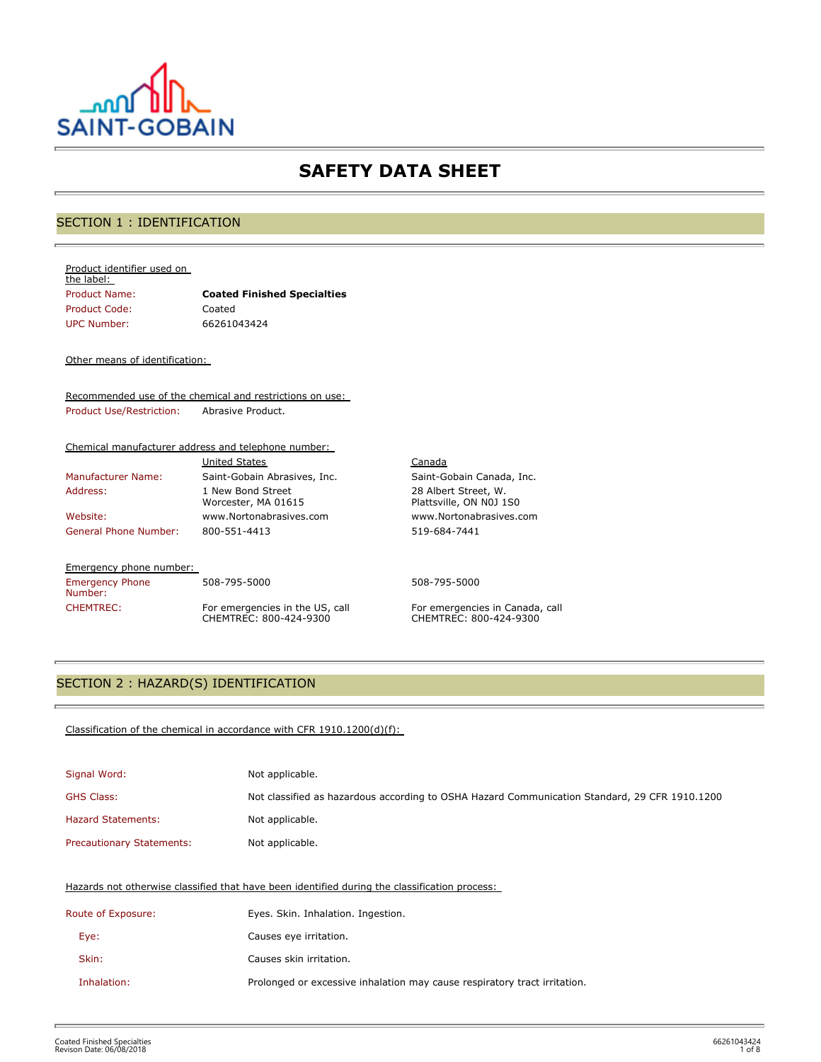SAINT-GOBAIN

# SAFETY DATA SHEET

## SECTION 1 : IDENTIFICATION

Product identifier used on the label:

| | |
|---|---|
| Product Name: | **Coated Finished Specialties** |
| Product Code: | Coated |
| UPC Number: | 66261043424 |

Other means of identification:

Recommended use of the chemical and restrictions on use:

| | |
|---|---|
| Product Use/Restriction: | Abrasive Product. |

Chemical manufacturer address and telephone number:

| | United States | Canada |
|---|---|---|
| Manufacturer Name: | Saint-Gobain Abrasives, Inc. | Saint-Gobain Canada, Inc. |
| Address: | 1 New Bond Street<br>Worcester, MA 01615 | 28 Albert Street, W.<br>Plattsville, ON N0J 1S0 |
| Website: | www.Nortonabrasives.com | www.Nortonabrasives.com |
| General Phone Number: | 800-551-4413 | 519-684-7441 |

Emergency phone number:

| | | |
|---|---|---|
| Emergency Phone Number: | 508-795-5000 | 508-795-5000 |
| CHEMTREC: | For emergencies in the US, call CHEMTREC: 800-424-9300 | For emergencies in Canada, call CHEMTREC: 800-424-9300 |

## SECTION 2 : HAZARD(S) IDENTIFICATION

Classification of the chemical in accordance with CFR 1910.1200(d)(f):

| | |
|---|---|
| Signal Word: | Not applicable. |
| GHS Class: | Not classified as hazardous according to OSHA Hazard Communication Standard, 29 CFR 1910.1200 |
| Hazard Statements: | Not applicable. |
| Precautionary Statements: | Not applicable. |

Hazards not otherwise classified that have been identified during the classification process:

| | |
|---|---|
| Route of Exposure: | Eyes. Skin. Inhalation. Ingestion. |
| Eye: | Causes eye irritation. |
| Skin: | Causes skin irritation. |
| Inhalation: | Prolonged or excessive inhalation may cause respiratory tract irritation. |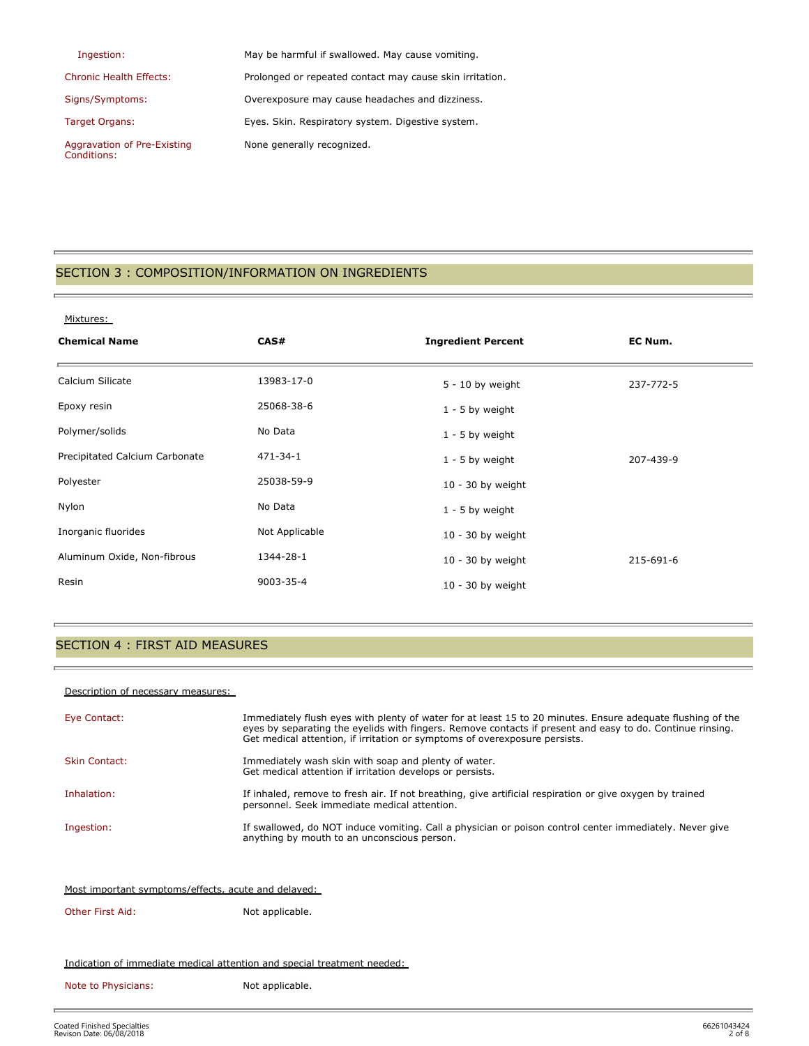| | |
|---|---|
| Ingestion: | May be harmful if swallowed. May cause vomiting. |
| Chronic Health Effects: | Prolonged or repeated contact may cause skin irritation. |
| Signs/Symptoms: | Overexposure may cause headaches and dizziness. |
| Target Organs: | Eyes. Skin. Respiratory system. Digestive system. |
| Aggravation of Pre-Existing Conditions: | None generally recognized. |

## SECTION 3 : COMPOSITION/INFORMATION ON INGREDIENTS

Mixtures:

| Chemical Name | CAS# | Ingredient Percent | EC Num. |
|---|---|---|---|
| Calcium Silicate | 13983-17-0 | 5 - 10 by weight | 237-772-5 |
| Epoxy resin | 25068-38-6 | 1 - 5 by weight | |
| Polymer/solids | No Data | 1 - 5 by weight | |
| Precipitated Calcium Carbonate | 471-34-1 | 1 - 5 by weight | 207-439-9 |
| Polyester | 25038-59-9 | 10 - 30 by weight | |
| Nylon | No Data | 1 - 5 by weight | |
| Inorganic fluorides | Not Applicable | 10 - 30 by weight | |
| Aluminum Oxide, Non-fibrous | 1344-28-1 | 10 - 30 by weight | 215-691-6 |
| Resin | 9003-35-4 | 10 - 30 by weight | |

## SECTION 4 : FIRST AID MEASURES

Description of necessary measures:

| | |
|---|---|
| Eye Contact: | Immediately flush eyes with plenty of water for at least 15 to 20 minutes. Ensure adequate flushing of the eyes by separating the eyelids with fingers. Remove contacts if present and easy to do. Continue rinsing. Get medical attention, if irritation or symptoms of overexposure persists. |
| Skin Contact: | Immediately wash skin with soap and plenty of water. Get medical attention if irritation develops or persists. |
| Inhalation: | If inhaled, remove to fresh air. If not breathing, give artificial respiration or give oxygen by trained personnel. Seek immediate medical attention. |
| Ingestion: | If swallowed, do NOT induce vomiting. Call a physician or poison control center immediately. Never give anything by mouth to an unconscious person. |

Most important symptoms/effects, acute and delayed:

| | |
|---|---|
| Other First Aid: | Not applicable. |

Indication of immediate medical attention and special treatment needed:

| | |
|---|---|
| Note to Physicians: | Not applicable. |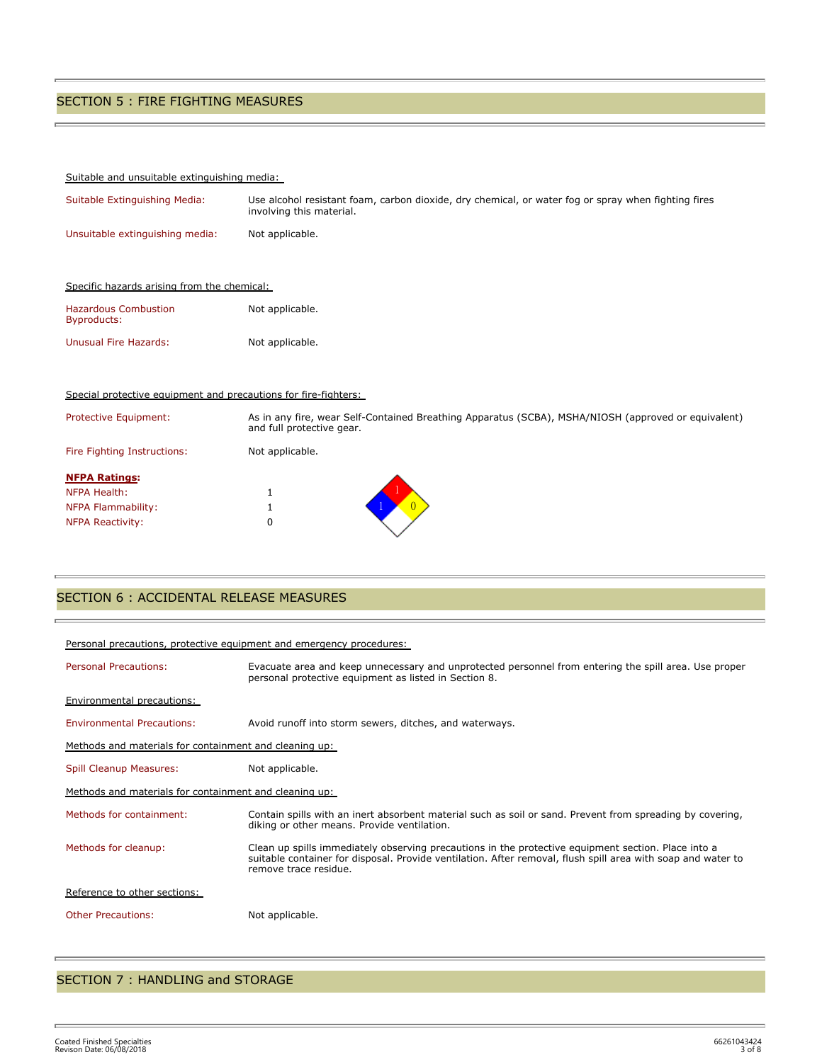## SECTION 5 : FIRE FIGHTING MEASURES

Suitable and unsuitable extinguishing media:

| | |
|---|---|
| Suitable Extinguishing Media: | Use alcohol resistant foam, carbon dioxide, dry chemical, or water fog or spray when fighting fires involving this material. |
| Unsuitable extinguishing media: | Not applicable. |

Specific hazards arising from the chemical:

| | |
|---|---|
| Hazardous Combustion Byproducts: | Not applicable. |
| Unusual Fire Hazards: | Not applicable. |

Special protective equipment and precautions for fire-fighters:

| | |
|---|---|
| Protective Equipment: | As in any fire, wear Self-Contained Breathing Apparatus (SCBA), MSHA/NIOSH (approved or equivalent) and full protective gear. |
| Fire Fighting Instructions: | Not applicable. |

**NFPA Ratings:**

| | |
|---|---|
| NFPA Health: | 1 |
| NFPA Flammability: | 1 |
| NFPA Reactivity: | 0 |

## SECTION 6 : ACCIDENTAL RELEASE MEASURES

Personal precautions, protective equipment and emergency procedures:

| | |
|---|---|
| Personal Precautions: | Evacuate area and keep unnecessary and unprotected personnel from entering the spill area. Use proper personal protective equipment as listed in Section 8. |

Environmental precautions:

| | |
|---|---|
| Environmental Precautions: | Avoid runoff into storm sewers, ditches, and waterways. |

Methods and materials for containment and cleaning up:

| | |
|---|---|
| Spill Cleanup Measures: | Not applicable. |

Methods and materials for containment and cleaning up:

| | |
|---|---|
| Methods for containment: | Contain spills with an inert absorbent material such as soil or sand. Prevent from spreading by covering, diking or other means. Provide ventilation. |
| Methods for cleanup: | Clean up spills immediately observing precautions in the protective equipment section. Place into a suitable container for disposal. Provide ventilation. After removal, flush spill area with soap and water to remove trace residue. |

Reference to other sections:

| | |
|---|---|
| Other Precautions: | Not applicable. |

## SECTION 7 : HANDLING and STORAGE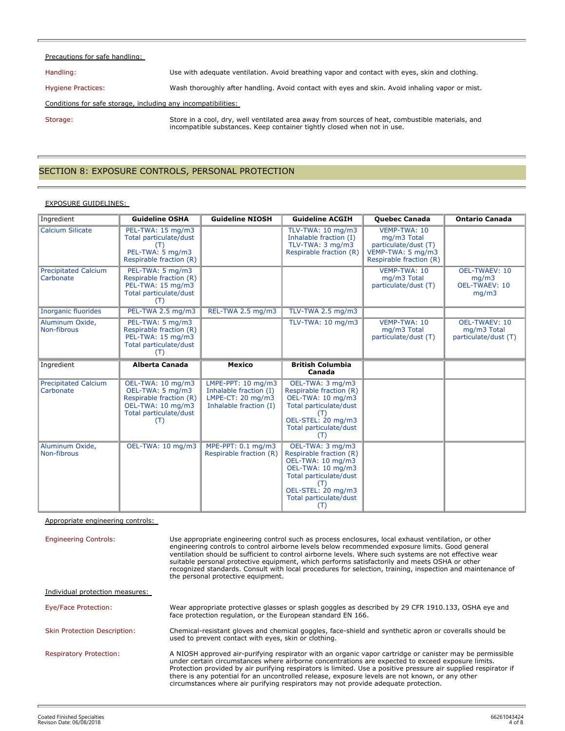Precautions for safe handling:

Handling: Use with adequate ventilation. Avoid breathing vapor and contact with eyes, skin and clothing.

Hygiene Practices: Wash thoroughly after handling. Avoid contact with eyes and skin. Avoid inhaling vapor or mist.

Conditions for safe storage, including any incompatibilities:

Storage: Store in a cool, dry, well ventilated area away from sources of heat, combustible materials, and incompatible substances. Keep container tightly closed when not in use.

## SECTION 8: EXPOSURE CONTROLS, PERSONAL PROTECTION

EXPOSURE GUIDELINES:

| Ingredient | Guideline OSHA | Guideline NIOSH | Guideline ACGIH | Quebec Canada | Ontario Canada |
|---|---|---|---|---|---|
| Calcium Silicate | PEL-TWA: 15 mg/m3 Total particulate/dust (T) PEL-TWA: 5 mg/m3 Respirable fraction (R) | | TLV-TWA: 10 mg/m3 Inhalable fraction (I) TLV-TWA: 3 mg/m3 Respirable fraction (R) | VEMP-TWA: 10 mg/m3 Total particulate/dust (T) VEMP-TWA: 5 mg/m3 Respirable fraction (R) | |
| Precipitated Calcium Carbonate | PEL-TWA: 5 mg/m3 Respirable fraction (R) PEL-TWA: 15 mg/m3 Total particulate/dust (T) | | | VEMP-TWA: 10 mg/m3 Total particulate/dust (T) | OEL-TWAEV: 10 mg/m3 OEL-TWAEV: 10 mg/m3 |
| Inorganic fluorides | PEL-TWA 2.5 mg/m3 | REL-TWA 2.5 mg/m3 | TLV-TWA 2.5 mg/m3 | | |
| Aluminum Oxide, Non-fibrous | PEL-TWA: 5 mg/m3 Respirable fraction (R) PEL-TWA: 15 mg/m3 Total particulate/dust (T) | | TLV-TWA: 10 mg/m3 | VEMP-TWA: 10 mg/m3 Total particulate/dust (T) | OEL-TWAEV: 10 mg/m3 Total particulate/dust (T) |

| Ingredient | Alberta Canada | Mexico | British Columbia Canada | | |
|---|---|---|---|---|---|
| Precipitated Calcium Carbonate | OEL-TWA: 10 mg/m3 OEL-TWA: 5 mg/m3 Respirable fraction (R) OEL-TWA: 10 mg/m3 Total particulate/dust (T) | LMPE-PPT: 10 mg/m3 Inhalable fraction (I) LMPE-CT: 20 mg/m3 Inhalable fraction (I) | OEL-TWA: 3 mg/m3 Respirable fraction (R) OEL-TWA: 10 mg/m3 Total particulate/dust (T) OEL-STEL: 20 mg/m3 Total particulate/dust (T) | | |
| Aluminum Oxide, Non-fibrous | OEL-TWA: 10 mg/m3 | MPE-PPT: 0.1 mg/m3 Respirable fraction (R) | OEL-TWA: 3 mg/m3 Respirable fraction (R) OEL-TWA: 10 mg/m3 OEL-TWA: 10 mg/m3 Total particulate/dust (T) OEL-STEL: 20 mg/m3 Total particulate/dust (T) | | |

Appropriate engineering controls:

Engineering Controls: Use appropriate engineering control such as process enclosures, local exhaust ventilation, or other engineering controls to control airborne levels below recommended exposure limits. Good general ventilation should be sufficient to control airborne levels. Where such systems are not effective wear suitable personal protective equipment, which performs satisfactorily and meets OSHA or other recognized standards. Consult with local procedures for selection, training, inspection and maintenance of the personal protective equipment.

Individual protection measures:

Eye/Face Protection: Wear appropriate protective glasses or splash goggles as described by 29 CFR 1910.133, OSHA eye and face protection regulation, or the European standard EN 166.

Skin Protection Description: Chemical-resistant gloves and chemical goggles, face-shield and synthetic apron or coveralls should be used to prevent contact with eyes, skin or clothing.

Respiratory Protection: A NIOSH approved air-purifying respirator with an organic vapor cartridge or canister may be permissible under certain circumstances where airborne concentrations are expected to exceed exposure limits. Protection provided by air purifying respirators is limited. Use a positive pressure air supplied respirator if there is any potential for an uncontrolled release, exposure levels are not known, or any other circumstances where air purifying respirators may not provide adequate protection.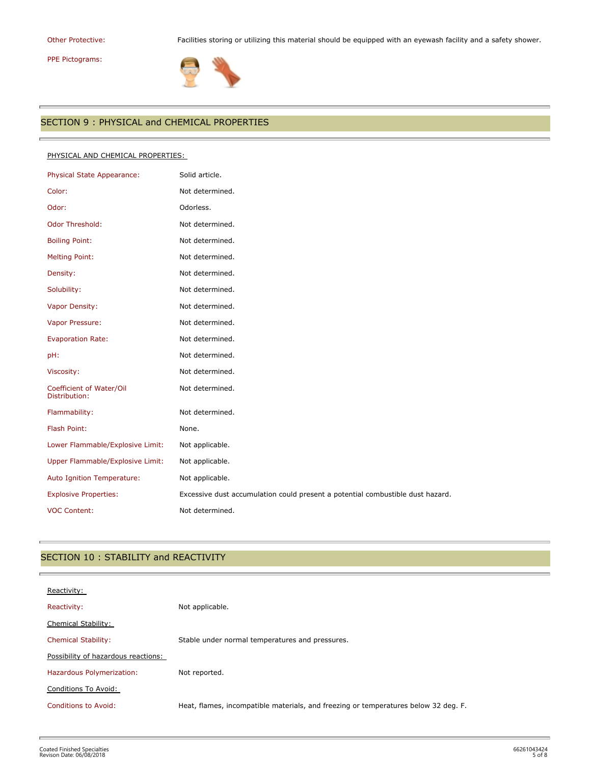| | |
|---|---|
| Other Protective: | Facilities storing or utilizing this material should be equipped with an eyewash facility and a safety shower. |
| PPE Pictograms: | |

## SECTION 9 : PHYSICAL and CHEMICAL PROPERTIES

PHYSICAL AND CHEMICAL PROPERTIES:

| | |
|---|---|
| Physical State Appearance: | Solid article. |
| Color: | Not determined. |
| Odor: | Odorless. |
| Odor Threshold: | Not determined. |
| Boiling Point: | Not determined. |
| Melting Point: | Not determined. |
| Density: | Not determined. |
| Solubility: | Not determined. |
| Vapor Density: | Not determined. |
| Vapor Pressure: | Not determined. |
| Evaporation Rate: | Not determined. |
| pH: | Not determined. |
| Viscosity: | Not determined. |
| Coefficient of Water/Oil Distribution: | Not determined. |
| Flammability: | Not determined. |
| Flash Point: | None. |
| Lower Flammable/Explosive Limit: | Not applicable. |
| Upper Flammable/Explosive Limit: | Not applicable. |
| Auto Ignition Temperature: | Not applicable. |
| Explosive Properties: | Excessive dust accumulation could present a potential combustible dust hazard. |
| VOC Content: | Not determined. |

## SECTION 10 : STABILITY and REACTIVITY

Reactivity:

| | |
|---|---|
| Reactivity: | Not applicable. |

Chemical Stability:

| | |
|---|---|
| Chemical Stability: | Stable under normal temperatures and pressures. |

Possibility of hazardous reactions:

| | |
|---|---|
| Hazardous Polymerization: | Not reported. |

Conditions To Avoid:

| | |
|---|---|
| Conditions to Avoid: | Heat, flames, incompatible materials, and freezing or temperatures below 32 deg. F. |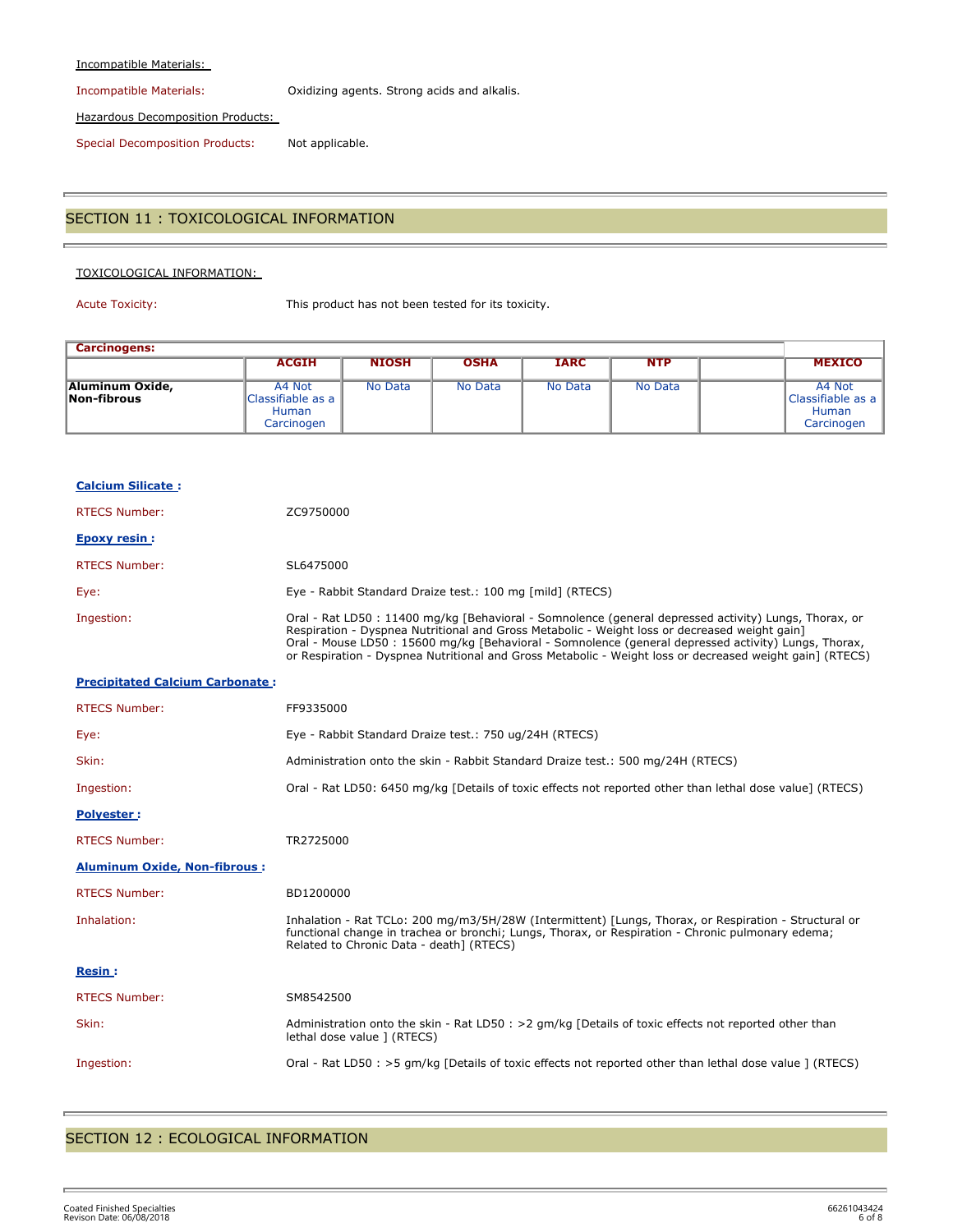Incompatible Materials:

Incompatible Materials: Oxidizing agents. Strong acids and alkalis.

Hazardous Decomposition Products:

Special Decomposition Products: Not applicable.

## SECTION 11 : TOXICOLOGICAL INFORMATION

TOXICOLOGICAL INFORMATION:

Acute Toxicity: This product has not been tested for its toxicity.

| Carcinogens: | | | | | | | |
|---|---|---|---|---|---|---|---|
| | ACGIH | NIOSH | OSHA | IARC | NTP | | MEXICO |
| **Aluminum Oxide, Non-fibrous** | A4 Not Classifiable as a Human Carcinogen | No Data | No Data | No Data | No Data | | A4 Not Classifiable as a Human Carcinogen |

**Calcium Silicate :**

RTECS Number: ZC9750000

**Epoxy resin :**

RTECS Number: SL6475000

Eye: Eye - Rabbit Standard Draize test.: 100 mg [mild] (RTECS)

Ingestion: Oral - Rat LD50 : 11400 mg/kg [Behavioral - Somnolence (general depressed activity) Lungs, Thorax, or Respiration - Dyspnea Nutritional and Gross Metabolic - Weight loss or decreased weight gain]
Oral - Mouse LD50 : 15600 mg/kg [Behavioral - Somnolence (general depressed activity) Lungs, Thorax, or Respiration - Dyspnea Nutritional and Gross Metabolic - Weight loss or decreased weight gain] (RTECS)

**Precipitated Calcium Carbonate :**

RTECS Number: FF9335000

Eye: Eye - Rabbit Standard Draize test.: 750 ug/24H (RTECS)

Skin: Administration onto the skin - Rabbit Standard Draize test.: 500 mg/24H (RTECS)

Ingestion: Oral - Rat LD50: 6450 mg/kg [Details of toxic effects not reported other than lethal dose value] (RTECS)

**Polyester :**

RTECS Number: TR2725000

**Aluminum Oxide, Non-fibrous :**

RTECS Number: BD1200000

Inhalation: Inhalation - Rat TCLo: 200 mg/m3/5H/28W (Intermittent) [Lungs, Thorax, or Respiration - Structural or functional change in trachea or bronchi; Lungs, Thorax, or Respiration - Chronic pulmonary edema; Related to Chronic Data - death] (RTECS)

**Resin :**

RTECS Number: SM8542500

Skin: Administration onto the skin - Rat LD50 : >2 gm/kg [Details of toxic effects not reported other than lethal dose value ] (RTECS)

Ingestion: Oral - Rat LD50 : >5 gm/kg [Details of toxic effects not reported other than lethal dose value ] (RTECS)

## SECTION 12 : ECOLOGICAL INFORMATION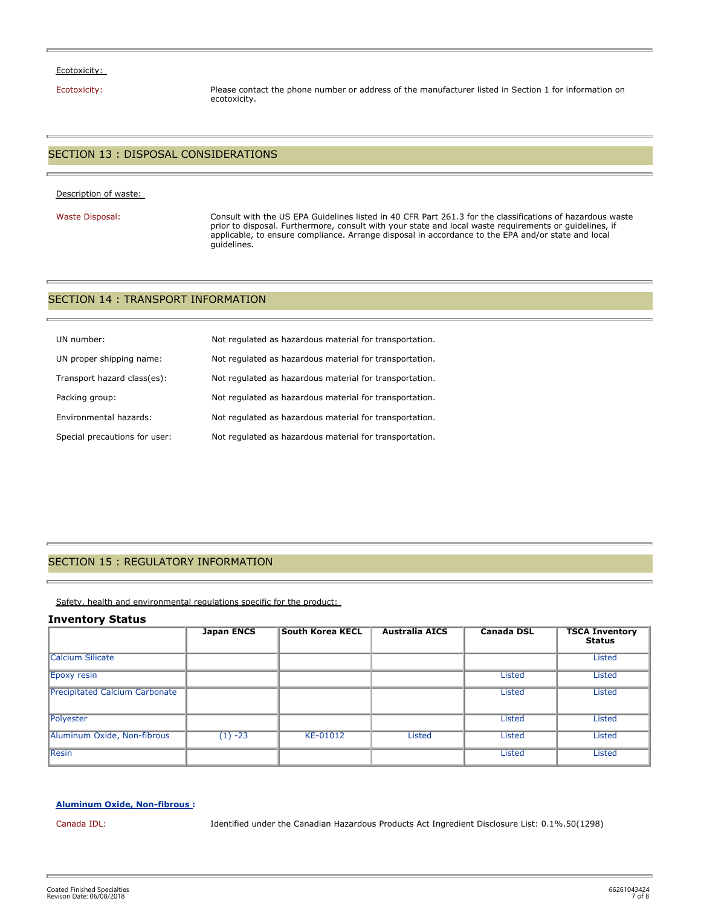Ecotoxicity:

Ecotoxicity: Please contact the phone number or address of the manufacturer listed in Section 1 for information on ecotoxicity.

## SECTION 13 : DISPOSAL CONSIDERATIONS

Description of waste:

Waste Disposal: Consult with the US EPA Guidelines listed in 40 CFR Part 261.3 for the classifications of hazardous waste prior to disposal. Furthermore, consult with your state and local waste requirements or guidelines, if applicable, to ensure compliance. Arrange disposal in accordance to the EPA and/or state and local guidelines.

## SECTION 14 : TRANSPORT INFORMATION

UN number: Not regulated as hazardous material for transportation.

UN proper shipping name: Not regulated as hazardous material for transportation.

Transport hazard class(es): Not regulated as hazardous material for transportation.

Packing group: Not regulated as hazardous material for transportation.

Environmental hazards: Not regulated as hazardous material for transportation.

Special precautions for user: Not regulated as hazardous material for transportation.

## SECTION 15 : REGULATORY INFORMATION

Safety, health and environmental regulations specific for the product:

### Inventory Status

| | Japan ENCS | South Korea KECL | Australia AICS | Canada DSL | TSCA Inventory Status |
|---|---|---|---|---|---|
| Calcium Silicate | | | | | Listed |
| Epoxy resin | | | | Listed | Listed |
| Precipitated Calcium Carbonate | | | | Listed | Listed |
| Polyester | | | | Listed | Listed |
| Aluminum Oxide, Non-fibrous | (1) -23 | KE-01012 | Listed | Listed | Listed |
| Resin | | | | Listed | Listed |

**Aluminum Oxide, Non-fibrous :**

Canada IDL: Identified under the Canadian Hazardous Products Act Ingredient Disclosure List: 0.1%.50(1298)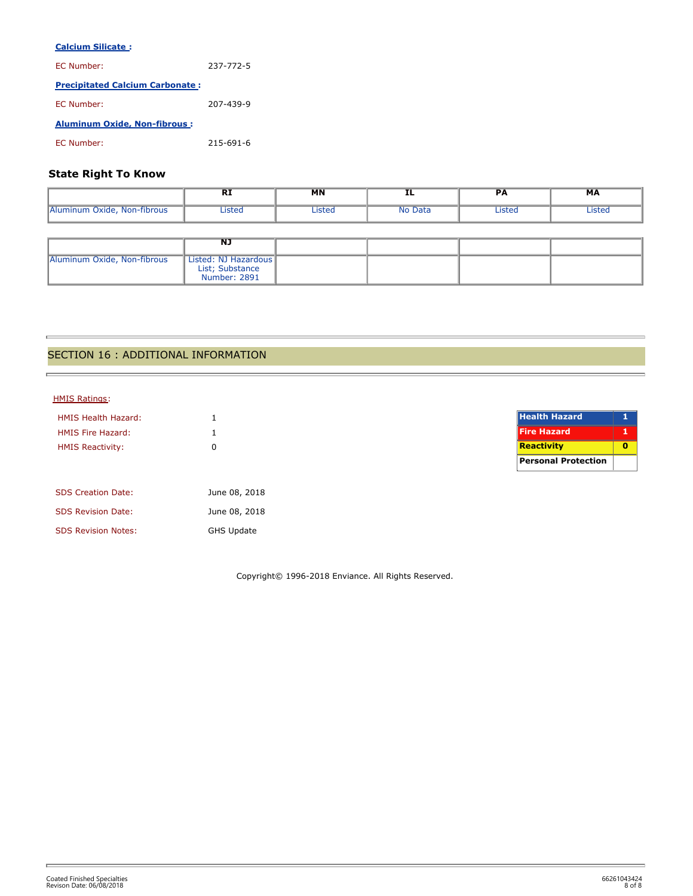**Calcium Silicate :**

EC Number: 237-772-5

**Precipitated Calcium Carbonate :**

EC Number: 207-439-9

**Aluminum Oxide, Non-fibrous :**

EC Number: 215-691-6

### State Right To Know

| | RI | MN | IL | PA | MA |
|---|---|---|---|---|---|
| Aluminum Oxide, Non-fibrous | Listed | Listed | No Data | Listed | Listed |

| | NJ | | | | |
|---|---|---|---|---|---|
| Aluminum Oxide, Non-fibrous | Listed: NJ Hazardous List; Substance Number: 2891 | | | | |

## SECTION 16 : ADDITIONAL INFORMATION

HMIS Ratings:

HMIS Health Hazard: 1

HMIS Fire Hazard: 1

HMIS Reactivity: 0

| | |
|---|---|
| Health Hazard | 1 |
| Fire Hazard | 1 |
| Reactivity | 0 |
| Personal Protection | |

SDS Creation Date: June 08, 2018

SDS Revision Date: June 08, 2018

SDS Revision Notes: GHS Update

Copyright© 1996-2018 Enviance. All Rights Reserved.